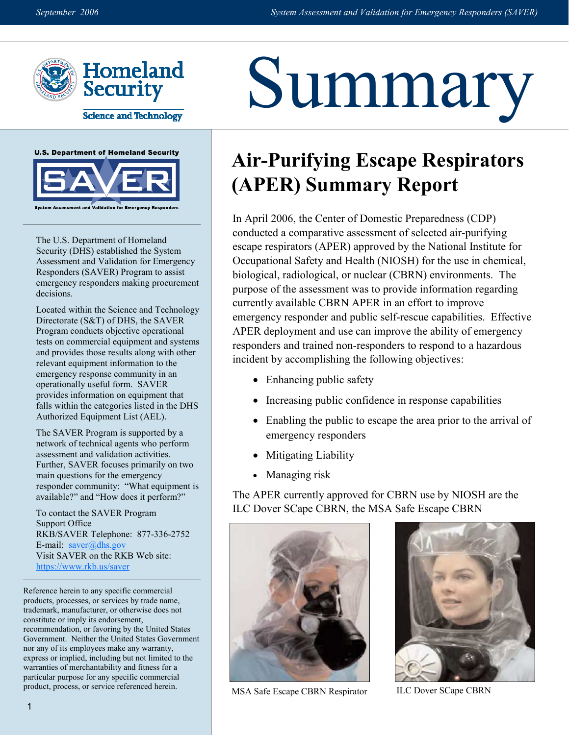# Summary

U.S. Department of Homeland Security

SAVER

System Assessment and Validation for Emergency Responders

The U.S. Department of Homeland Security (DHS) established the System Assessment and Validation for Emergency Responders (SAVER) Program to assist emergency responders making procurement decisions.

Located within the Science and Technology Directorate (S&T) of DHS, the SAVER Program conducts objective operational tests on commercial equipment and systems and provides those results along with other relevant equipment information to the emergency response community in an operationally useful form. SAVER provides information on equipment that falls within the categories listed in the DHS Authorized Equipment List (AEL).

The SAVER Program is supported by a network of technical agents who perform assessment and validation activities. Further, SAVER focuses primarily on two main questions for the emergency responder community: "What equipment is available?" and "How does it perform?"

To contact the SAVER Program Support Office
RKB/SAVER Telephone: 877-336-2752
E-mail: saver@dhs.gov
Visit SAVER on the RKB Web site: https://www.rkb.us/saver

Reference herein to any specific commercial products, processes, or services by trade name, trademark, manufacturer, or otherwise does not constitute or imply its endorsement, recommendation, or favoring by the United States Government. Neither the United States Government nor any of its employees make any warranty, express or implied, including but not limited to the warranties of merchantability and fitness for a particular purpose for any specific commercial product, process, or service referenced herein.

## Air-Purifying Escape Respirators (APER) Summary Report

In April 2006, the Center of Domestic Preparedness (CDP) conducted a comparative assessment of selected air-purifying escape respirators (APER) approved by the National Institute for Occupational Safety and Health (NIOSH) for the use in chemical, biological, radiological, or nuclear (CBRN) environments. The purpose of the assessment was to provide information regarding currently available CBRN APER in an effort to improve emergency responder and public self-rescue capabilities. Effective APER deployment and use can improve the ability of emergency responders and trained non-responders to respond to a hazardous incident by accomplishing the following objectives:

- Enhancing public safety
- Increasing public confidence in response capabilities
- Enabling the public to escape the area prior to the arrival of emergency responders
- Mitigating Liability
- Managing risk

The APER currently approved for CBRN use by NIOSH are the ILC Dover SCape CBRN, the MSA Safe Escape CBRN

MSA Safe Escape CBRN Respirator

ILC Dover SCape CBRN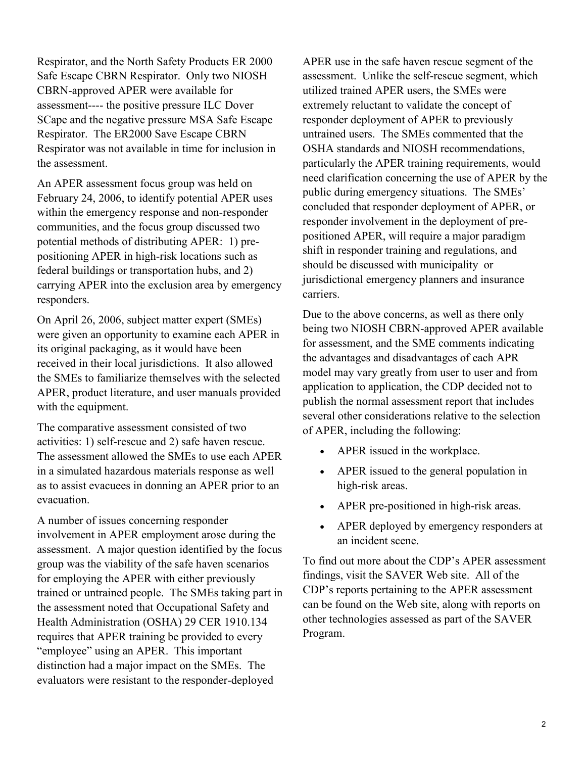Respirator, and the North Safety Products ER 2000 Safe Escape CBRN Respirator. Only two NIOSH CBRN-approved APER were available for assessment---- the positive pressure ILC Dover SCape and the negative pressure MSA Safe Escape Respirator. The ER2000 Save Escape CBRN Respirator was not available in time for inclusion in the assessment.

An APER assessment focus group was held on February 24, 2006, to identify potential APER uses within the emergency response and non-responder communities, and the focus group discussed two potential methods of distributing APER: 1) pre-positioning APER in high-risk locations such as federal buildings or transportation hubs, and 2) carrying APER into the exclusion area by emergency responders.

On April 26, 2006, subject matter expert (SMEs) were given an opportunity to examine each APER in its original packaging, as it would have been received in their local jurisdictions. It also allowed the SMEs to familiarize themselves with the selected APER, product literature, and user manuals provided with the equipment.

The comparative assessment consisted of two activities: 1) self-rescue and 2) safe haven rescue. The assessment allowed the SMEs to use each APER in a simulated hazardous materials response as well as to assist evacuees in donning an APER prior to an evacuation.

A number of issues concerning responder involvement in APER employment arose during the assessment. A major question identified by the focus group was the viability of the safe haven scenarios for employing the APER with either previously trained or untrained people. The SMEs taking part in the assessment noted that Occupational Safety and Health Administration (OSHA) 29 CER 1910.134 requires that APER training be provided to every "employee" using an APER. This important distinction had a major impact on the SMEs. The evaluators were resistant to the responder-deployed APER use in the safe haven rescue segment of the assessment. Unlike the self-rescue segment, which utilized trained APER users, the SMEs were extremely reluctant to validate the concept of responder deployment of APER to previously untrained users. The SMEs commented that the OSHA standards and NIOSH recommendations, particularly the APER training requirements, would need clarification concerning the use of APER by the public during emergency situations. The SMEs' concluded that responder deployment of APER, or responder involvement in the deployment of pre-positioned APER, will require a major paradigm shift in responder training and regulations, and should be discussed with municipality or jurisdictional emergency planners and insurance carriers.

Due to the above concerns, as well as there only being two NIOSH CBRN-approved APER available for assessment, and the SME comments indicating the advantages and disadvantages of each APR model may vary greatly from user to user and from application to application, the CDP decided not to publish the normal assessment report that includes several other considerations relative to the selection of APER, including the following:

- APER issued in the workplace.
- APER issued to the general population in high-risk areas.
- APER pre-positioned in high-risk areas.
- APER deployed by emergency responders at an incident scene.

To find out more about the CDP's APER assessment findings, visit the SAVER Web site. All of the CDP's reports pertaining to the APER assessment can be found on the Web site, along with reports on other technologies assessed as part of the SAVER Program.